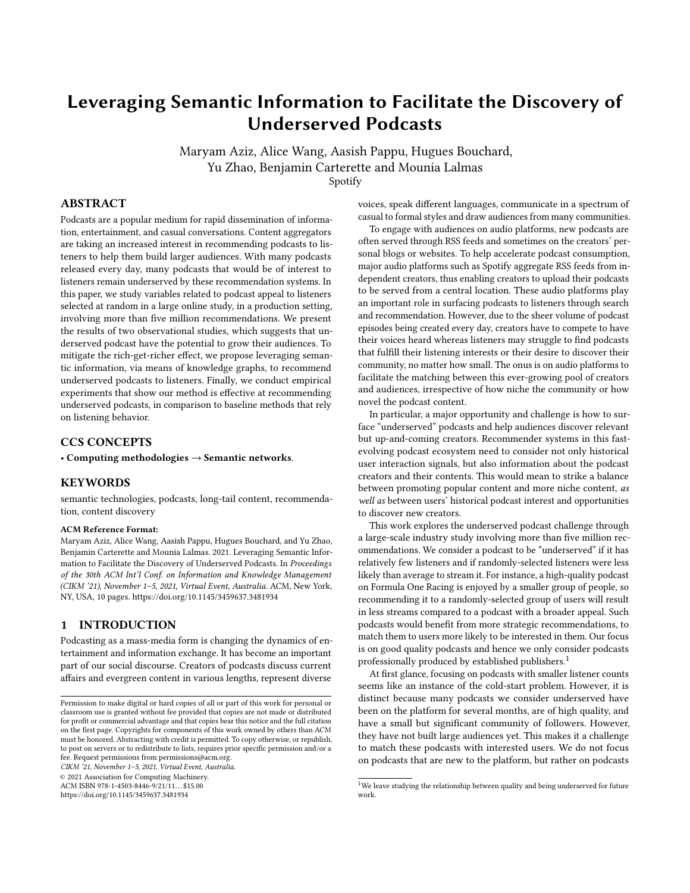# Leveraging Semantic Information to Facilitate the Discovery of Underserved Podcasts

Maryam Aziz, Alice Wang, Aasish Pappu, Hugues Bouchard, Yu Zhao, Benjamin Carterette and Mounia Lalmas

Spotify

## ABSTRACT

Podcasts are a popular medium for rapid dissemination of information, entertainment, and casual conversations. Content aggregators are taking an increased interest in recommending podcasts to listeners to help them build larger audiences. With many podcasts released every day, many podcasts that would be of interest to listeners remain underserved by these recommendation systems. In this paper, we study variables related to podcast appeal to listeners selected at random in a large online study, in a production setting, involving more than five million recommendations. We present the results of two observational studies, which suggests that underserved podcast have the potential to grow their audiences. To mitigate the rich-get-richer effect, we propose leveraging semantic information, via means of knowledge graphs, to recommend underserved podcasts to listeners. Finally, we conduct empirical experiments that show our method is effective at recommending underserved podcasts, in comparison to baseline methods that rely on listening behavior.

## CCS CONCEPTS

• **Computing methodologies → Semantic networks**.

## KEYWORDS

semantic technologies, podcasts, long-tail content, recommendation, content discovery

**ACM Reference Format:**

Maryam Aziz, Alice Wang, Aasish Pappu, Hugues Bouchard, and Yu Zhao, Benjamin Carterette and Mounia Lalmas. 2021. Leveraging Semantic Information to Facilitate the Discovery of Underserved Podcasts. In *Proceedings of the 30th ACM Int'l Conf. on Information and Knowledge Management (CIKM '21), November 1–5, 2021, Virtual Event, Australia.* ACM, New York, NY, USA, 10 pages. https://doi.org/10.1145/3459637.3481934

## 1 INTRODUCTION

Podcasting as a mass-media form is changing the dynamics of entertainment and information exchange. It has become an important part of our social discourse. Creators of podcasts discuss current affairs and evergreen content in various lengths, represent diverse voices, speak different languages, communicate in a spectrum of casual to formal styles and draw audiences from many communities.

To engage with audiences on audio platforms, new podcasts are often served through RSS feeds and sometimes on the creators' personal blogs or websites. To help accelerate podcast consumption, major audio platforms such as Spotify aggregate RSS feeds from independent creators, thus enabling creators to upload their podcasts to be served from a central location. These audio platforms play an important role in surfacing podcasts to listeners through search and recommendation. However, due to the sheer volume of podcast episodes being created every day, creators have to compete to have their voices heard whereas listeners may struggle to find podcasts that fulfill their listening interests or their desire to discover their community, no matter how small. The onus is on audio platforms to facilitate the matching between this ever-growing pool of creators and audiences, irrespective of how niche the community or how novel the podcast content.

In particular, a major opportunity and challenge is how to surface "underserved" podcasts and help audiences discover relevant but up-and-coming creators. Recommender systems in this fast-evolving podcast ecosystem need to consider not only historical user interaction signals, but also information about the podcast creators and their contents. This would mean to strike a balance between promoting popular content and more niche content, *as well as* between users' historical podcast interest and opportunities to discover new creators.

This work explores the underserved podcast challenge through a large-scale industry study involving more than five million recommendations. We consider a podcast to be "underserved" if it has relatively few listeners and if randomly-selected listeners were less likely than average to stream it. For instance, a high-quality podcast on Formula One Racing is enjoyed by a smaller group of people, so recommending it to a randomly-selected group of users will result in less streams compared to a podcast with a broader appeal. Such podcasts would benefit from more strategic recommendations, to match them to users more likely to be interested in them. Our focus is on good quality podcasts and hence we only consider podcasts professionally produced by established publishers.[1]

At first glance, focusing on podcasts with smaller listener counts seems like an instance of the cold-start problem. However, it is distinct because many podcasts we consider underserved have been on the platform for several months, are of high quality, and have a small but significant community of followers. However, they have not built large audiences yet. This makes it a challenge to match these podcasts with interested users. We do not focus on podcasts that are new to the platform, but rather on podcasts

[1] We leave studying the relationship between quality and being underserved for future work.

---

Permission to make digital or hard copies of all or part of this work for personal or classroom use is granted without fee provided that copies are not made or distributed for profit or commercial advantage and that copies bear this notice and the full citation on the first page. Copyrights for components of this work owned by others than ACM must be honored. Abstracting with credit is permitted. To copy otherwise, or republish, to post on servers or to redistribute to lists, requires prior specific permission and/or a fee. Request permissions from permissions@acm.org.

*CIKM '21, November 1–5, 2021, Virtual Event, Australia.*

© 2021 Association for Computing Machinery.

ACM ISBN 978-1-4503-8446-9/21/11...$15.00

https://doi.org/10.1145/3459637.3481934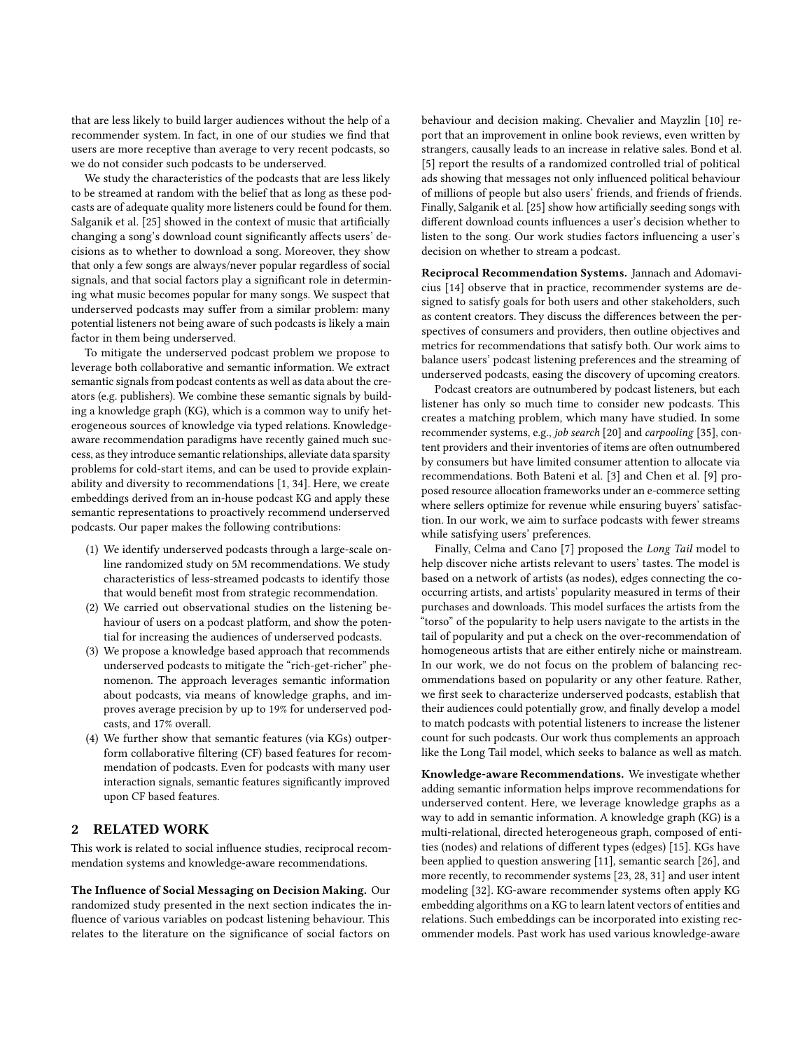that are less likely to build larger audiences without the help of a recommender system. In fact, in one of our studies we find that users are more receptive than average to very recent podcasts, so we do not consider such podcasts to be underserved.

We study the characteristics of the podcasts that are less likely to be streamed at random with the belief that as long as these podcasts are of adequate quality more listeners could be found for them. Salganik et al. [25] showed in the context of music that artificially changing a song's download count significantly affects users' decisions as to whether to download a song. Moreover, they show that only a few songs are always/never popular regardless of social signals, and that social factors play a significant role in determining what music becomes popular for many songs. We suspect that underserved podcasts may suffer from a similar problem: many potential listeners not being aware of such podcasts is likely a main factor in them being underserved.

To mitigate the underserved podcast problem we propose to leverage both collaborative and semantic information. We extract semantic signals from podcast contents as well as data about the creators (e.g. publishers). We combine these semantic signals by building a knowledge graph (KG), which is a common way to unify heterogeneous sources of knowledge via typed relations. Knowledge-aware recommendation paradigms have recently gained much success, as they introduce semantic relationships, alleviate data sparsity problems for cold-start items, and can be used to provide explainability and diversity to recommendations [1, 34]. Here, we create embeddings derived from an in-house podcast KG and apply these semantic representations to proactively recommend underserved podcasts. Our paper makes the following contributions:

1. We identify underserved podcasts through a large-scale online randomized study on 5M recommendations. We study characteristics of less-streamed podcasts to identify those that would benefit most from strategic recommendation.
2. We carried out observational studies on the listening behaviour of users on a podcast platform, and show the potential for increasing the audiences of underserved podcasts.
3. We propose a knowledge based approach that recommends underserved podcasts to mitigate the "rich-get-richer" phenomenon. The approach leverages semantic information about podcasts, via means of knowledge graphs, and improves average precision by up to 19% for underserved podcasts, and 17% overall.
4. We further show that semantic features (via KGs) outperform collaborative filtering (CF) based features for recommendation of podcasts. Even for podcasts with many user interaction signals, semantic features significantly improved upon CF based features.

## 2 RELATED WORK

This work is related to social influence studies, reciprocal recommendation systems and knowledge-aware recommendations.

**The Influence of Social Messaging on Decision Making.** Our randomized study presented in the next section indicates the influence of various variables on podcast listening behaviour. This relates to the literature on the significance of social factors on behaviour and decision making. Chevalier and Mayzlin [10] report that an improvement in online book reviews, even written by strangers, causally leads to an increase in relative sales. Bond et al. [5] report the results of a randomized controlled trial of political ads showing that messages not only influenced political behaviour of millions of people but also users' friends, and friends of friends. Finally, Salganik et al. [25] show how artificially seeding songs with different download counts influences a user's decision whether to listen to the song. Our work studies factors influencing a user's decision on whether to stream a podcast.

**Reciprocal Recommendation Systems.** Jannach and Adomavicius [14] observe that in practice, recommender systems are designed to satisfy goals for both users and other stakeholders, such as content creators. They discuss the differences between the perspectives of consumers and providers, then outline objectives and metrics for recommendations that satisfy both. Our work aims to balance users' podcast listening preferences and the streaming of underserved podcasts, easing the discovery of upcoming creators.

Podcast creators are outnumbered by podcast listeners, but each listener has only so much time to consider new podcasts. This creates a matching problem, which many have studied. In some recommender systems, e.g., *job search* [20] and *carpooling* [35], content providers and their inventories of items are often outnumbered by consumers but have limited consumer attention to allocate via recommendations. Both Bateni et al. [3] and Chen et al. [9] proposed resource allocation frameworks under an e-commerce setting where sellers optimize for revenue while ensuring buyers' satisfaction. In our work, we aim to surface podcasts with fewer streams while satisfying users' preferences.

Finally, Celma and Cano [7] proposed the *Long Tail* model to help discover niche artists relevant to users' tastes. The model is based on a network of artists (as nodes), edges connecting the co-occurring artists, and artists' popularity measured in terms of their purchases and downloads. This model surfaces the artists from the "torso" of the popularity to help users navigate to the artists in the tail of popularity and put a check on the over-recommendation of homogeneous artists that are either entirely niche or mainstream. In our work, we do not focus on the problem of balancing recommendations based on popularity or any other feature. Rather, we first seek to characterize underserved podcasts, establish that their audiences could potentially grow, and finally develop a model to match podcasts with potential listeners to increase the listener count for such podcasts. Our work thus complements an approach like the Long Tail model, which seeks to balance as well as match.

**Knowledge-aware Recommendations.** We investigate whether adding semantic information helps improve recommendations for underserved content. Here, we leverage knowledge graphs as a way to add in semantic information. A knowledge graph (KG) is a multi-relational, directed heterogeneous graph, composed of entities (nodes) and relations of different types (edges) [15]. KGs have been applied to question answering [11], semantic search [26], and more recently, to recommender systems [23, 28, 31] and user intent modeling [32]. KG-aware recommender systems often apply KG embedding algorithms on a KG to learn latent vectors of entities and relations. Such embeddings can be incorporated into existing recommender models. Past work has used various knowledge-aware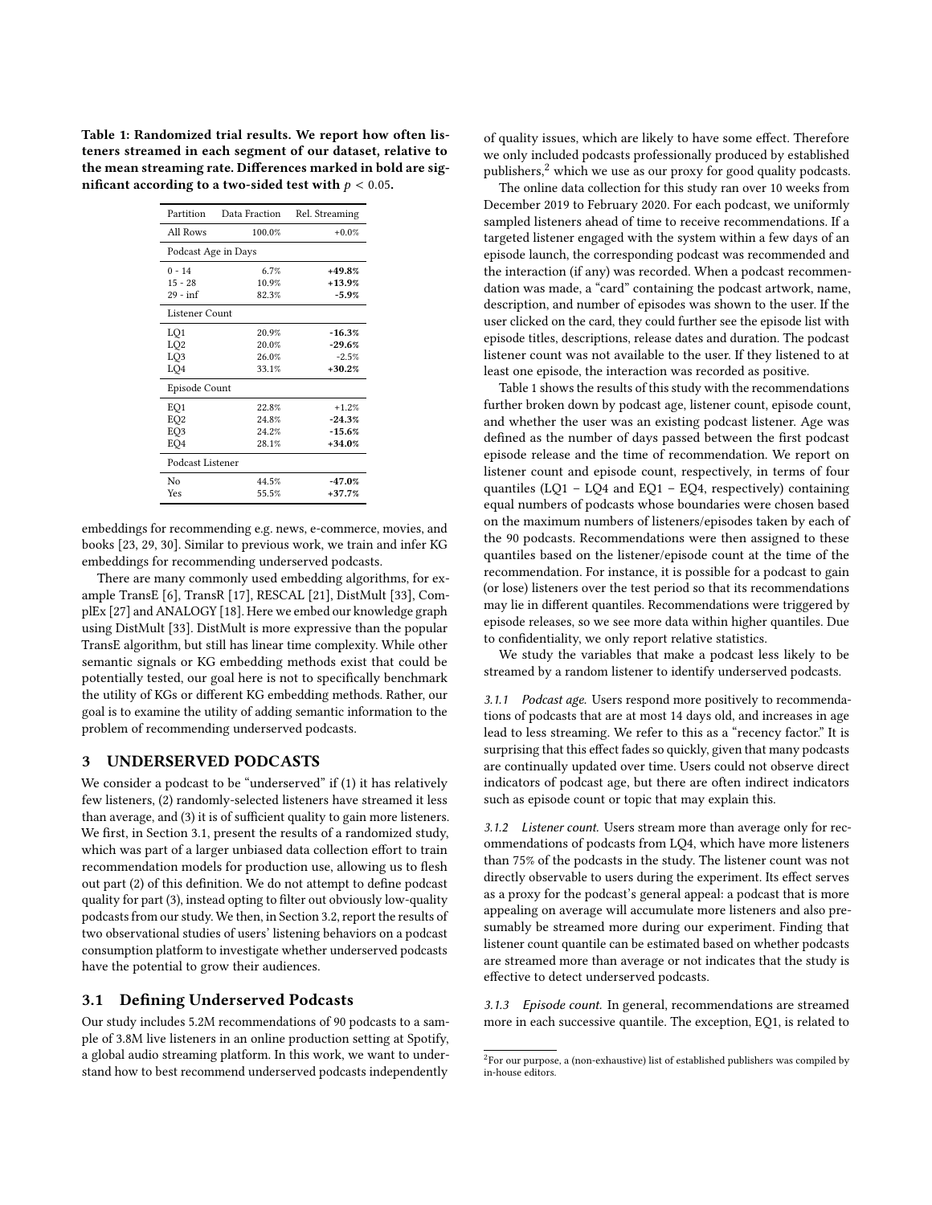**Table 1: Randomized trial results. We report how often listeners streamed in each segment of our dataset, relative to the mean streaming rate. Differences marked in bold are significant according to a two-sided test with $p < 0.05$.**

| Partition | Data Fraction | Rel. Streaming |
| --- | --- | --- |
| All Rows | 100.0% | +0.0% |
| Podcast Age in Days | | |
| 0 - 14 | 6.7% | **+49.8%** |
| 15 - 28 | 10.9% | **+13.9%** |
| 29 - inf | 82.3% | **-5.9%** |
| Listener Count | | |
| LQ1 | 20.9% | **-16.3%** |
| LQ2 | 20.0% | **-29.6%** |
| LQ3 | 26.0% | -2.5% |
| LQ4 | 33.1% | **+30.2%** |
| Episode Count | | |
| EQ1 | 22.8% | +1.2% |
| EQ2 | 24.8% | **-24.3%** |
| EQ3 | 24.2% | **-15.6%** |
| EQ4 | 28.1% | **+34.0%** |
| Podcast Listener | | |
| No | 44.5% | **-47.0%** |
| Yes | 55.5% | **+37.7%** |

embeddings for recommending e.g. news, e-commerce, movies, and books [23, 29, 30]. Similar to previous work, we train and infer KG embeddings for recommending underserved podcasts.

There are many commonly used embedding algorithms, for example TransE [6], TransR [17], RESCAL [21], DistMult [33], ComplEx [27] and ANALOGY [18]. Here we embed our knowledge graph using DistMult [33]. DistMult is more expressive than the popular TransE algorithm, but still has linear time complexity. While other semantic signals or KG embedding methods exist that could be potentially tested, our goal here is not to specifically benchmark the utility of KGs or different KG embedding methods. Rather, our goal is to examine the utility of adding semantic information to the problem of recommending underserved podcasts.

## 3 UNDERSERVED PODCASTS

We consider a podcast to be "underserved" if (1) it has relatively few listeners, (2) randomly-selected listeners have streamed it less than average, and (3) it is of sufficient quality to gain more listeners. We first, in Section 3.1, present the results of a randomized study, which was part of a larger unbiased data collection effort to train recommendation models for production use, allowing us to flesh out part (2) of this definition. We do not attempt to define podcast quality for part (3), instead opting to filter out obviously low-quality podcasts from our study. We then, in Section 3.2, report the results of two observational studies of users' listening behaviors on a podcast consumption platform to investigate whether underserved podcasts have the potential to grow their audiences.

### 3.1 Defining Underserved Podcasts

Our study includes 5.2M recommendations of 90 podcasts to a sample of 3.8M live listeners in an online production setting at Spotify, a global audio streaming platform. In this work, we want to understand how to best recommend underserved podcasts independently of quality issues, which are likely to have some effect. Therefore we only included podcasts professionally produced by established publishers,[2] which we use as our proxy for good quality podcasts.

The online data collection for this study ran over 10 weeks from December 2019 to February 2020. For each podcast, we uniformly sampled listeners ahead of time to receive recommendations. If a targeted listener engaged with the system within a few days of an episode launch, the corresponding podcast was recommended and the interaction (if any) was recorded. When a podcast recommendation was made, a "card" containing the podcast artwork, name, description, and number of episodes was shown to the user. If the user clicked on the card, they could further see the episode list with episode titles, descriptions, release dates and duration. The podcast listener count was not available to the user. If they listened to at least one episode, the interaction was recorded as positive.

Table 1 shows the results of this study with the recommendations further broken down by podcast age, listener count, episode count, and whether the user was an existing podcast listener. Age was defined as the number of days passed between the first podcast episode release and the time of recommendation. We report on listener count and episode count, respectively, in terms of four quantiles (LQ1 – LQ4 and EQ1 – EQ4, respectively) containing equal numbers of podcasts whose boundaries were chosen based on the maximum numbers of listeners/episodes taken by each of the 90 podcasts. Recommendations were then assigned to these quantiles based on the listener/episode count at the time of the recommendation. For instance, it is possible for a podcast to gain (or lose) listeners over the test period so that its recommendations may lie in different quantiles. Recommendations were triggered by episode releases, so we see more data within higher quantiles. Due to confidentiality, we only report relative statistics.

We study the variables that make a podcast less likely to be streamed by a random listener to identify underserved podcasts.

*3.1.1 Podcast age.* Users respond more positively to recommendations of podcasts that are at most 14 days old, and increases in age lead to less streaming. We refer to this as a "recency factor." It is surprising that this effect fades so quickly, given that many podcasts are continually updated over time. Users could not observe direct indicators of podcast age, but there are often indirect indicators such as episode count or topic that may explain this.

*3.1.2 Listener count.* Users stream more than average only for recommendations of podcasts from LQ4, which have more listeners than 75% of the podcasts in the study. The listener count was not directly observable to users during the experiment. Its effect serves as a proxy for the podcast's general appeal: a podcast that is more appealing on average will accumulate more listeners and also presumably be streamed more during our experiment. Finding that listener count quantile can be estimated based on whether podcasts are streamed more than average or not indicates that the study is effective to detect underserved podcasts.

*3.1.3 Episode count.* In general, recommendations are streamed more in each successive quantile. The exception, EQ1, is related to

[2] For our purpose, a (non-exhaustive) list of established publishers was compiled by in-house editors.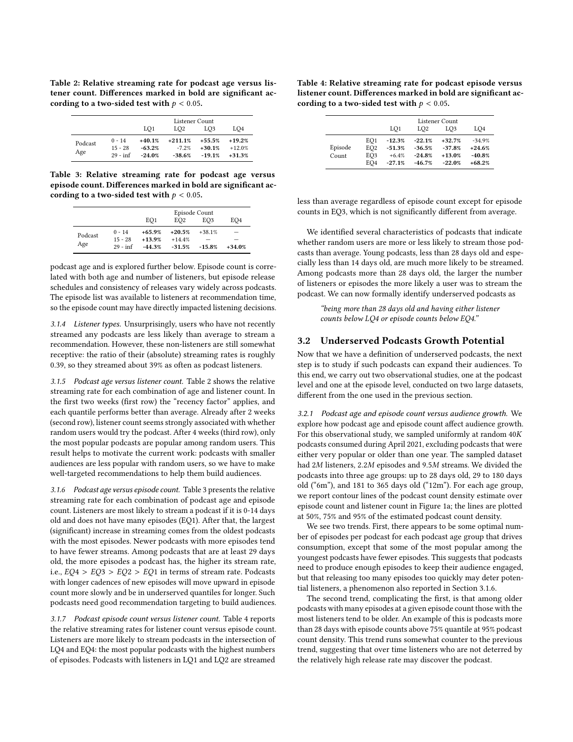Table 2: Relative streaming rate for podcast age versus listener count. Differences marked in bold are significant according to a two-sided test with $p < 0.05$.

| | | Listener Count | | | |
|---|---|---|---|---|---|
| | | LQ1 | LQ2 | LQ3 | LQ4 |
| Podcast Age | 0 - 14 | **+40.1%** | **+211.1%** | **+55.5%** | **+19.2%** |
| | 15 - 28 | **-63.2%** | -7.2% | **+30.1%** | +12.0% |
| | 29 - inf | **-24.0%** | **-38.6%** | **-19.1%** | **+31.3%** |

Table 3: Relative streaming rate for podcast age versus episode count. Differences marked in bold are significant according to a two-sided test with $p < 0.05$.

| | | Episode Count | | | |
|---|---|---|---|---|---|
| | | EQ1 | EQ2 | EQ3 | EQ4 |
| Podcast Age | 0 - 14 | **+65.9%** | **+20.5%** | +38.1% | — |
| | 15 - 28 | **+13.9%** | +14.4% | — | — |
| | 29 - inf | **-44.3%** | **-31.5%** | **-15.8%** | **+34.0%** |

podcast age and is explored further below. Episode count is correlated with both age and number of listeners, but episode release schedules and consistency of releases vary widely across podcasts. The episode list was available to listeners at recommendation time, so the episode count may have directly impacted listening decisions.

*3.1.4 Listener types.* Unsurprisingly, users who have not recently streamed any podcasts are less likely than average to stream a recommendation. However, these non-listeners are still somewhat receptive: the ratio of their (absolute) streaming rates is roughly 0.39, so they streamed about 39% as often as podcast listeners.

*3.1.5 Podcast age versus listener count.* Table 2 shows the relative streaming rate for each combination of age and listener count. In the first two weeks (first row) the "recency factor" applies, and each quantile performs better than average. Already after 2 weeks (second row), listener count seems strongly associated with whether random users would try the podcast. After 4 weeks (third row), only the most popular podcasts are popular among random users. This result helps to motivate the current work: podcasts with smaller audiences are less popular with random users, so we have to make well-targeted recommendations to help them build audiences.

*3.1.6 Podcast age versus episode count.* Table 3 presents the relative streaming rate for each combination of podcast age and episode count. Listeners are most likely to stream a podcast if it is 0-14 days old and does not have many episodes (EQ1). After that, the largest (significant) increase in streaming comes from the oldest podcasts with the most episodes. Newer podcasts with more episodes tend to have fewer streams. Among podcasts that are at least 29 days old, the more episodes a podcast has, the higher its stream rate, i.e., $EQ4 > EQ3 > EQ2 > EQ1$ in terms of stream rate. Podcasts with longer cadences of new episodes will move upward in episode count more slowly and be in underserved quantiles for longer. Such podcasts need good recommendation targeting to build audiences.

*3.1.7 Podcast episode count versus listener count.* Table 4 reports the relative streaming rates for listener count versus episode count. Listeners are more likely to stream podcasts in the intersection of LQ4 and EQ4: the most popular podcasts with the highest numbers of episodes. Podcasts with listeners in LQ1 and LQ2 are streamed less than average regardless of episode count except for episode counts in EQ3, which is not significantly different from average.

Table 4: Relative streaming rate for podcast episode versus listener count. Differences marked in bold are significant according to a two-sided test with $p < 0.05$.

| | | Listener Count | | | |
|---|---|---|---|---|---|
| | | LQ1 | LQ2 | LQ3 | LQ4 |
| Episode Count | EQ1 | **-12.3%** | **-22.1%** | **+32.7%** | -34.9% |
| | EQ2 | **-51.3%** | **-36.5%** | **-37.8%** | **+24.6%** |
| | EQ3 | +6.4% | **-24.8%** | **+13.0%** | **-40.8%** |
| | EQ4 | **-27.1%** | **-46.7%** | **-22.0%** | **+68.2%** |

We identified several characteristics of podcasts that indicate whether random users are more or less likely to stream those podcasts than average. Young podcasts, less than 28 days old and especially less than 14 days old, are much more likely to be streamed. Among podcasts more than 28 days old, the larger the number of listeners or episodes the more likely a user was to stream the podcast. We can now formally identify underserved podcasts as

> *"being more than 28 days old and having either listener counts below LQ4 or episode counts below EQ4."*

## 3.2 Underserved Podcasts Growth Potential

Now that we have a definition of underserved podcasts, the next step is to study if such podcasts can expand their audiences. To this end, we carry out two observational studies, one at the podcast level and one at the episode level, conducted on two large datasets, different from the one used in the previous section.

*3.2.1 Podcast age and episode count versus audience growth.* We explore how podcast age and episode count affect audience growth. For this observational study, we sampled uniformly at random *40K* podcasts consumed during April 2021, excluding podcasts that were either very popular or older than one year. The sampled dataset had *2M* listeners, *2.2M* episodes and *9.5M* streams. We divided the podcasts into three age groups: up to 28 days old, 29 to 180 days old ("6m"), and 181 to 365 days old ("12m"). For each age group, we report contour lines of the podcast count density estimate over episode count and listener count in Figure 1a; the lines are plotted at 50%, 75% and 95% of the estimated podcast count density.

We see two trends. First, there appears to be some optimal number of episodes per podcast for each podcast age group that drives consumption, except that some of the most popular among the youngest podcasts have fewer episodes. This suggests that podcasts need to produce enough episodes to keep their audience engaged, but that releasing too many episodes too quickly may deter potential listeners, a phenomenon also reported in Section 3.1.6.

The second trend, complicating the first, is that among older podcasts with many episodes at a given episode count those with the most listeners tend to be older. An example of this is podcasts more than 28 days with episode counts above 75% quantile at 95% podcast count density. This trend runs somewhat counter to the previous trend, suggesting that over time listeners who are not deterred by the relatively high release rate may discover the podcast.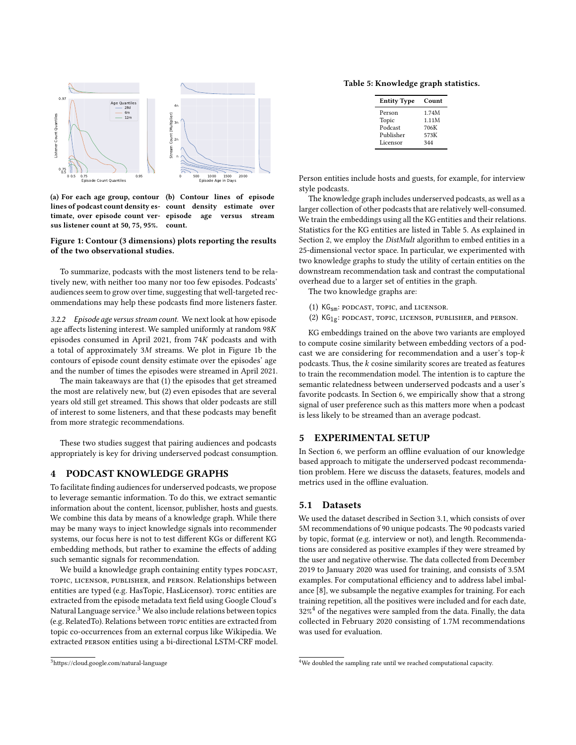(a) For each age group, contour lines of podcast count density estimate, over episode count versus listener count at 50, 75, 95%.

(b) Contour lines of episode count density estimate over episode age versus stream count.

**Figure 1: Contour (3 dimensions) plots reporting the results of the two observational studies.**

To summarize, podcasts with the most listeners tend to be relatively new, with neither too many nor too few episodes. Podcasts' audiences seem to grow over time, suggesting that well-targeted recommendations may help these podcasts find more listeners faster.

*3.2.2 Episode age versus stream count.* We next look at how episode age affects listening interest. We sampled uniformly at random 98*K* episodes consumed in April 2021, from 74*K* podcasts and with a total of approximately 3*M* streams. We plot in Figure 1b the contours of episode count density estimate over the episodes' age and the number of times the episodes were streamed in April 2021.

The main takeaways are that (1) the episodes that get streamed the most are relatively new, but (2) even episodes that are several years old still get streamed. This shows that older podcasts are still of interest to some listeners, and that these podcasts may benefit from more strategic recommendations.

These two studies suggest that pairing audiences and podcasts appropriately is key for driving underserved podcast consumption.

## 4 PODCAST KNOWLEDGE GRAPHS

To facilitate finding audiences for underserved podcasts, we propose to leverage semantic information. To do this, we extract semantic information about the content, licensor, publisher, hosts and guests. We combine this data by means of a knowledge graph. While there may be many ways to inject knowledge signals into recommender systems, our focus here is not to test different KGs or different KG embedding methods, but rather to examine the effects of adding such semantic signals for recommendation.

We build a knowledge graph containing entity types PODCAST, TOPIC, LICENSOR, PUBLISHER, and PERSON. Relationships between entities are typed (e.g. HasTopic, HasLicensor). TOPIC entities are extracted from the episode metadata text field using Google Cloud's Natural Language service.[3] We also include relations between topics (e.g. RelatedTo). Relations between TOPIC entities are extracted from topic co-occurrences from an external corpus like Wikipedia. We extracted PERSON entities using a bi-directional LSTM-CRF model.

[3]https://cloud.google.com/natural-language

**Table 5: Knowledge graph statistics.**

| Entity Type | Count |
|---|---|
| Person | 1.74M |
| Topic | 1.11M |
| Podcast | 706K |
| Publisher | 573K |
| Licensor | 344 |

Person entities include hosts and guests, for example, for interview style podcasts.

The knowledge graph includes underserved podcasts, as well as a larger collection of other podcasts that are relatively well-consumed. We train the embeddings using all the KG entities and their relations. Statistics for the KG entities are listed in Table 5. As explained in Section 2, we employ the *DistMult* algorithm to embed entities in a 25-dimensional vector space. In particular, we experimented with two knowledge graphs to study the utility of certain entities on the downstream recommendation task and contrast the computational overhead due to a larger set of entities in the graph.

The two knowledge graphs are:

(1) $\text{KG}_{\text{sm}}$: PODCAST, TOPIC, and LICENSOR.
(2) $\text{KG}_{\text{lg}}$: PODCAST, TOPIC, LICENSOR, PUBLISHER, and PERSON.

KG embeddings trained on the above two variants are employed to compute cosine similarity between embedding vectors of a podcast we are considering for recommendation and a user's top-$k$ podcasts. Thus, the $k$ cosine similarity scores are treated as features to train the recommendation model. The intention is to capture the semantic relatedness between underserved podcasts and a user's favorite podcasts. In Section 6, we empirically show that a strong signal of user preference such as this matters more when a podcast is less likely to be streamed than an average podcast.

## 5 EXPERIMENTAL SETUP

In Section 6, we perform an offline evaluation of our knowledge based approach to mitigate the underserved podcast recommendation problem. Here we discuss the datasets, features, models and metrics used in the offline evaluation.

### 5.1 Datasets

We used the dataset described in Section 3.1, which consists of over 5M recommendations of 90 unique podcasts. The 90 podcasts varied by topic, format (e.g. interview or not), and length. Recommendations are considered as positive examples if they were streamed by the user and negative otherwise. The data collected from December 2019 to January 2020 was used for training, and consists of 3.5M examples. For computational efficiency and to address label imbalance [8], we subsample the negative examples for training. For each training repetition, all the positives were included and for each date, 32%[4] of the negatives were sampled from the data. Finally, the data collected in February 2020 consisting of 1.7M recommendations was used for evaluation.

[4]We doubled the sampling rate until we reached computational capacity.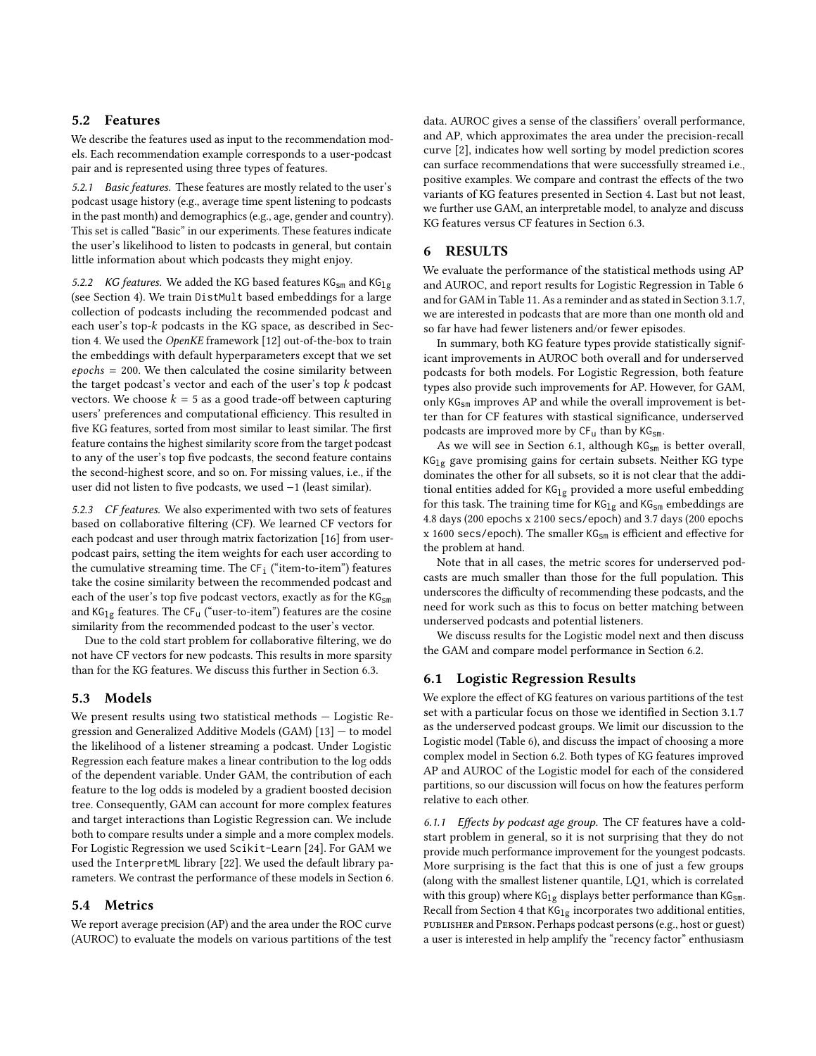## 5.2 Features

We describe the features used as input to the recommendation models. Each recommendation example corresponds to a user-podcast pair and is represented using three types of features.

*5.2.1 Basic features.* These features are mostly related to the user's podcast usage history (e.g., average time spent listening to podcasts in the past month) and demographics (e.g., age, gender and country). This set is called "Basic" in our experiments. These features indicate the user's likelihood to listen to podcasts in general, but contain little information about which podcasts they might enjoy.

*5.2.2 KG features.* We added the KG based features $\mathtt{KG_{sm}}$ and $\mathtt{KG_{1g}}$ (see Section 4). We train `DistMult` based embeddings for a large collection of podcasts including the recommended podcast and each user's top-$k$ podcasts in the KG space, as described in Section 4. We used the *OpenKE* framework [12] out-of-the-box to train the embeddings with default hyperparameters except that we set $epochs = 200$. We then calculated the cosine similarity between the target podcast's vector and each of the user's top $k$ podcast vectors. We choose $k = 5$ as a good trade-off between capturing users' preferences and computational efficiency. This resulted in five KG features, sorted from most similar to least similar. The first feature contains the highest similarity score from the target podcast to any of the user's top five podcasts, the second feature contains the second-highest score, and so on. For missing values, i.e., if the user did not listen to five podcasts, we used $-1$ (least similar).

*5.2.3 CF features.* We also experimented with two sets of features based on collaborative filtering (CF). We learned CF vectors for each podcast and user through matrix factorization [16] from user-podcast pairs, setting the item weights for each user according to the cumulative streaming time. The $\mathtt{CF_i}$ ("item-to-item") features take the cosine similarity between the recommended podcast and each of the user's top five podcast vectors, exactly as for the $\mathtt{KG_{sm}}$ and $\mathtt{KG_{1g}}$ features. The $\mathtt{CF_u}$ ("user-to-item") features are the cosine similarity from the recommended podcast to the user's vector.

Due to the cold start problem for collaborative filtering, we do not have CF vectors for new podcasts. This results in more sparsity than for the KG features. We discuss this further in Section 6.3.

## 5.3 Models

We present results using two statistical methods — Logistic Regression and Generalized Additive Models (GAM) [13] — to model the likelihood of a listener streaming a podcast. Under Logistic Regression each feature makes a linear contribution to the log odds of the dependent variable. Under GAM, the contribution of each feature to the log odds is modeled by a gradient boosted decision tree. Consequently, GAM can account for more complex features and target interactions than Logistic Regression can. We include both to compare results under a simple and a more complex models. For Logistic Regression we used `Scikit-Learn` [24]. For GAM we used the `InterpretML` library [22]. We used the default library parameters. We contrast the performance of these models in Section 6.

## 5.4 Metrics

We report average precision (AP) and the area under the ROC curve (AUROC) to evaluate the models on various partitions of the test data. AUROC gives a sense of the classifiers' overall performance, and AP, which approximates the area under the precision-recall curve [2], indicates how well sorting by model prediction scores can surface recommendations that were successfully streamed i.e., positive examples. We compare and contrast the effects of the two variants of KG features presented in Section 4. Last but not least, we further use GAM, an interpretable model, to analyze and discuss KG features versus CF features in Section 6.3.

# 6 RESULTS

We evaluate the performance of the statistical methods using AP and AUROC, and report results for Logistic Regression in Table 6 and for GAM in Table 11. As a reminder and as stated in Section 3.1.7, we are interested in podcasts that are more than one month old and so far have had fewer listeners and/or fewer episodes.

In summary, both KG feature types provide statistically significant improvements in AUROC both overall and for underserved podcasts for both models. For Logistic Regression, both feature types also provide such improvements for AP. However, for GAM, only $\mathtt{KG_{sm}}$ improves AP and while the overall improvement is better than for CF features with stastical significance, underserved podcasts are improved more by $\mathtt{CF_u}$ than by $\mathtt{KG_{sm}}$.

As we will see in Section 6.1, although $\mathtt{KG_{sm}}$ is better overall, $\mathtt{KG_{1g}}$ gave promising gains for certain subsets. Neither KG type dominates the other for all subsets, so it is not clear that the additional entities added for $\mathtt{KG_{1g}}$ provided a more useful embedding for this task. The training time for $\mathtt{KG_{1g}}$ and $\mathtt{KG_{sm}}$ embeddings are 4.8 days (200 `epochs` x 2100 `secs/epoch`) and 3.7 days (200 `epochs` x 1600 `secs/epoch`). The smaller $\mathtt{KG_{sm}}$ is efficient and effective for the problem at hand.

Note that in all cases, the metric scores for underserved podcasts are much smaller than those for the full population. This underscores the difficulty of recommending these podcasts, and the need for work such as this to focus on better matching between underserved podcasts and potential listeners.

We discuss results for the Logistic model next and then discuss the GAM and compare model performance in Section 6.2.

## 6.1 Logistic Regression Results

We explore the effect of KG features on various partitions of the test set with a particular focus on those we identified in Section 3.1.7 as the underserved podcast groups. We limit our discussion to the Logistic model (Table 6), and discuss the impact of choosing a more complex model in Section 6.2. Both types of KG features improved AP and AUROC of the Logistic model for each of the considered partitions, so our discussion will focus on how the features perform relative to each other.

*6.1.1 Effects by podcast age group.* The CF features have a cold-start problem in general, so it is not surprising that they do not provide much performance improvement for the youngest podcasts. More surprising is the fact that this is one of just a few groups (along with the smallest listener quantile, LQ1, which is correlated with this group) where $\mathtt{KG_{1g}}$ displays better performance than $\mathtt{KG_{sm}}$. Recall from Section 4 that $\mathtt{KG_{1g}}$ incorporates two additional entities, Publisher and Person. Perhaps podcast persons (e.g., host or guest) a user is interested in help amplify the "recency factor" enthusiasm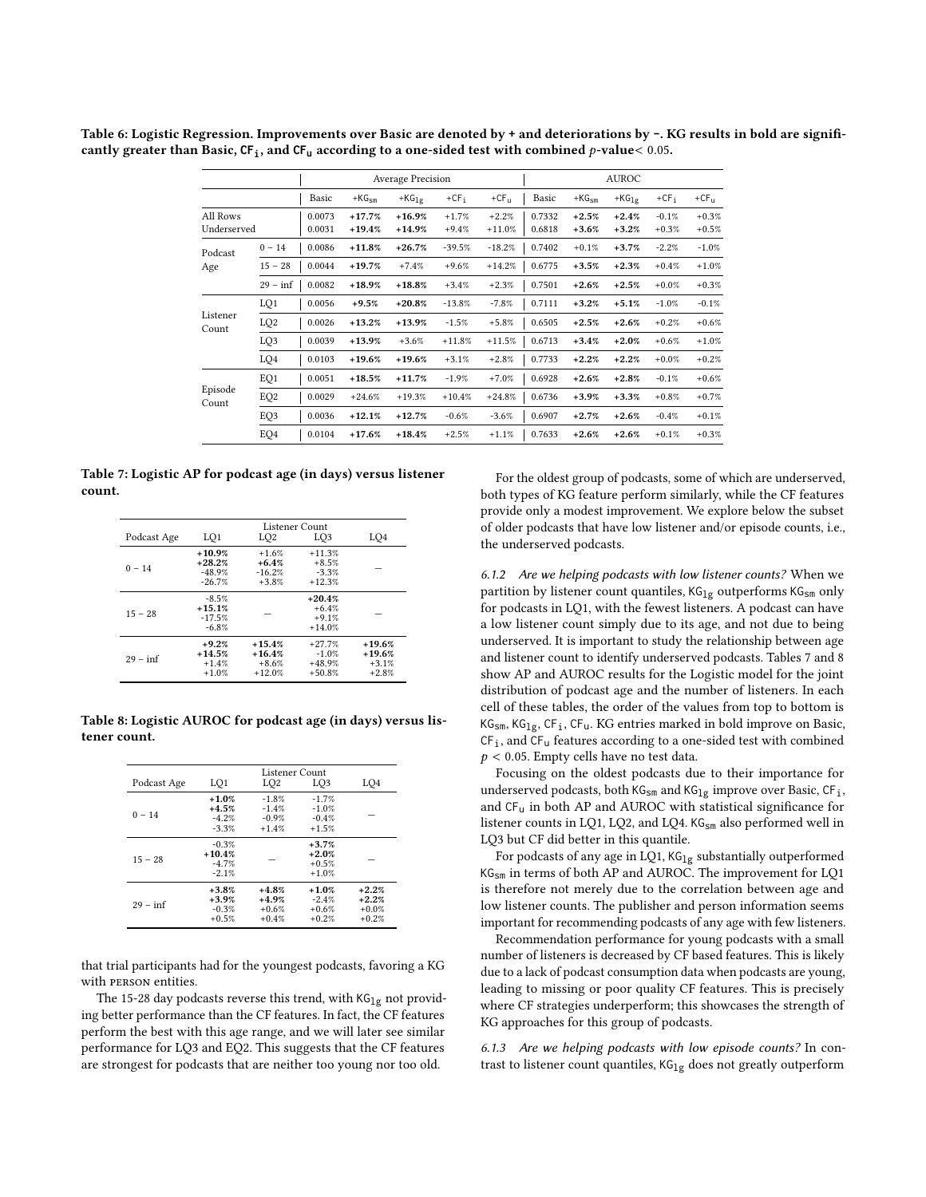**Table 6: Logistic Regression. Improvements over Basic are denoted by + and deteriorations by –. KG results in bold are significantly greater than Basic, $\mathtt{CF_i}$, and $\mathtt{CF_u}$ according to a one-sided test with combined $p$-value $< 0.05$.**

| | | Average Precision | | | | | AUROC | | | | |
|---|---|---|---|---|---|---|---|---|---|---|---|
| | | Basic | $+\mathtt{KG_{sm}}$ | $+\mathtt{KG_{1g}}$ | $+\mathtt{CF_i}$ | $+\mathtt{CF_u}$ | Basic | $+\mathtt{KG_{sm}}$ | $+\mathtt{KG_{1g}}$ | $+\mathtt{CF_i}$ | $+\mathtt{CF_u}$ |
| All Rows | | 0.0073 | **+17.7%** | **+16.9%** | +1.7% | +2.2% | 0.7332 | **+2.5%** | **+2.4%** | -0.1% | +0.3% |
| Underserved | | 0.0031 | **+19.4%** | **+14.9%** | +9.4% | +11.0% | 0.6818 | **+3.6%** | **+3.2%** | +0.3% | +0.5% |
| Podcast Age | 0 – 14 | 0.0086 | **+11.8%** | **+26.7%** | -39.5% | -18.2% | 0.7402 | +0.1% | **+3.7%** | -2.2% | -1.0% |
| | 15 – 28 | 0.0044 | **+19.7%** | +7.4% | +9.6% | +14.2% | 0.6775 | **+3.5%** | **+2.3%** | +0.4% | +1.0% |
| | 29 – inf | 0.0082 | **+18.9%** | **+18.8%** | +3.4% | +2.3% | 0.7501 | **+2.6%** | **+2.5%** | +0.0% | +0.3% |
| Listener Count | LQ1 | 0.0056 | **+9.5%** | **+20.8%** | -13.8% | -7.8% | 0.7111 | **+3.2%** | **+5.1%** | -1.0% | -0.1% |
| | LQ2 | 0.0026 | **+13.2%** | **+13.9%** | -1.5% | +5.8% | 0.6505 | **+2.5%** | **+2.6%** | +0.2% | +0.6% |
| | LQ3 | 0.0039 | **+13.9%** | +3.6% | +11.8% | +11.5% | 0.6713 | **+3.4%** | **+2.0%** | +0.6% | +1.0% |
| | LQ4 | 0.0103 | **+19.6%** | **+19.6%** | +3.1% | +2.8% | 0.7733 | **+2.2%** | **+2.2%** | +0.0% | +0.2% |
| Episode Count | EQ1 | 0.0051 | **+18.5%** | **+11.7%** | -1.9% | +7.0% | 0.6928 | **+2.6%** | **+2.8%** | -0.1% | +0.6% |
| | EQ2 | 0.0029 | +24.6% | +19.3% | +10.4% | +24.8% | 0.6736 | **+3.9%** | **+3.3%** | +0.8% | +0.7% |
| | EQ3 | 0.0036 | **+12.1%** | **+12.7%** | -0.6% | -3.6% | 0.6907 | **+2.7%** | **+2.6%** | -0.4% | +0.1% |
| | EQ4 | 0.0104 | **+17.6%** | **+18.4%** | +2.5% | +1.1% | 0.7633 | **+2.6%** | **+2.6%** | +0.1% | +0.3% |

**Table 7: Logistic AP for podcast age (in days) versus listener count.**

| | Listener Count | | | |
|---|---|---|---|---|
| Podcast Age | LQ1 | LQ2 | LQ3 | LQ4 |
| 0 – 14 | **+10.9%**<br>**+28.2%**<br>-48.9%<br>-26.7% | +1.6%<br>+6.4%<br>-16.2%<br>+3.8% | +11.3%<br>+8.5%<br>-3.3%<br>+12.3% | — |
| 15 – 28 | -8.5%<br>**+15.1%**<br>-17.5%<br>-6.8% | — | **+20.4%**<br>+6.4%<br>+9.1%<br>+14.0% | — |
| 29 – inf | **+9.2%**<br>**+14.5%**<br>+1.4%<br>+1.0% | **+15.4%**<br>**+16.4%**<br>+8.6%<br>+12.0% | +27.7%<br>-1.0%<br>+48.9%<br>+50.8% | **+19.6%**<br>**+19.6%**<br>+3.1%<br>+2.8% |

**Table 8: Logistic AUROC for podcast age (in days) versus listener count.**

| | Listener Count | | | |
|---|---|---|---|---|
| Podcast Age | LQ1 | LQ2 | LQ3 | LQ4 |
| 0 – 14 | **+1.0%**<br>**+4.5%**<br>-4.2%<br>-3.3% | -1.8%<br>-1.4%<br>-0.9%<br>+1.4% | -1.7%<br>-1.0%<br>-0.4%<br>+1.5% | — |
| 15 – 28 | -0.3%<br>**+10.4%**<br>-4.7%<br>-2.1% | — | **+3.7%**<br>**+2.0%**<br>+0.5%<br>+1.0% | — |
| 29 – inf | **+3.8%**<br>**+3.9%**<br>-0.3%<br>+0.5% | **+4.8%**<br>**+4.9%**<br>+0.6%<br>+0.4% | **+1.0%**<br>-2.4%<br>+0.6%<br>+0.2% | **+2.2%**<br>**+2.2%**<br>+0.0%<br>+0.2% |

that trial participants had for the youngest podcasts, favoring a KG with PERSON entities.

The 15-28 day podcasts reverse this trend, with $\mathtt{KG_{1g}}$ not providing better performance than the CF features. In fact, the CF features perform the best with this age range, and we will later see similar performance for LQ3 and EQ2. This suggests that the CF features are strongest for podcasts that are neither too young nor too old.

For the oldest group of podcasts, some of which are underserved, both types of KG feature perform similarly, while the CF features provide only a modest improvement. We explore below the subset of older podcasts that have low listener and/or episode counts, i.e., the underserved podcasts.

### 6.1.2 Are we helping podcasts with low listener counts?

When we partition by listener count quantiles, $\mathtt{KG_{1g}}$ outperforms $\mathtt{KG_{sm}}$ only for podcasts in LQ1, with the fewest listeners. A podcast can have a low listener count simply due to its age, and not due to being underserved. It is important to study the relationship between age and listener count to identify underserved podcasts. Tables 7 and 8 show AP and AUROC results for the Logistic model for the joint distribution of podcast age and the number of listeners. In each cell of these tables, the order of the values from top to bottom is $\mathtt{KG_{sm}}$, $\mathtt{KG_{1g}}$, $\mathtt{CF_i}$, $\mathtt{CF_u}$. KG entries marked in bold improve on Basic, $\mathtt{CF_i}$, and $\mathtt{CF_u}$ features according to a one-sided test with combined $p < 0.05$. Empty cells have no test data.

Focusing on the oldest podcasts due to their importance for underserved podcasts, both $\mathtt{KG_{sm}}$ and $\mathtt{KG_{1g}}$ improve over Basic, $\mathtt{CF_i}$, and $\mathtt{CF_u}$ in both AP and AUROC with statistical significance for listener counts in LQ1, LQ2, and LQ4. $\mathtt{KG_{sm}}$ also performed well in LQ3 but CF did better in this quantile.

For podcasts of any age in LQ1, $\mathtt{KG_{1g}}$ substantially outperformed $\mathtt{KG_{sm}}$ in terms of both AP and AUROC. The improvement for LQ1 is therefore not merely due to the correlation between age and low listener counts. The publisher and person information seems important for recommending podcasts of any age with few listeners.

Recommendation performance for young podcasts with a small number of listeners is decreased by CF based features. This is likely due to a lack of podcast consumption data when podcasts are young, leading to missing or poor quality CF features. This is precisely where CF strategies underperform; this showcases the strength of KG approaches for this group of podcasts.

### 6.1.3 Are we helping podcasts with low episode counts?

In contrast to listener count quantiles, $\mathtt{KG_{1g}}$ does not greatly outperform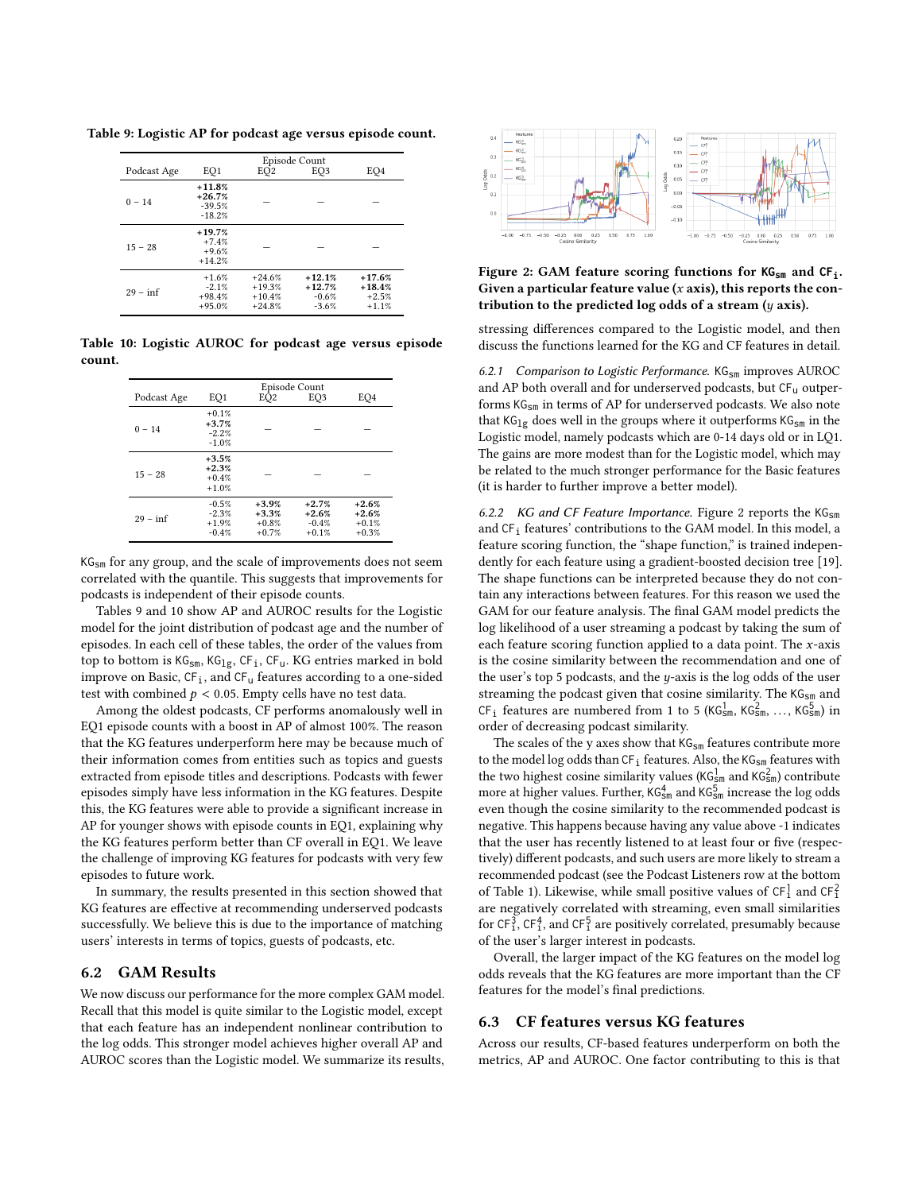**Table 9: Logistic AP for podcast age versus episode count.**

| Podcast Age | Episode Count EQ1 | EQ2 | EQ3 | EQ4 |
|---|---|---|---|---|
| 0 − 14 | **+11.8%** **+26.7%** -39.5% -18.2% | — | — | — |
| 15 − 28 | **+19.7%** +7.4% +9.6% +14.2% | — | — | — |
| 29 − inf | +1.6% -2.1% +98.4% +95.0% | +24.6% +19.3% +10.4% +24.8% | **+12.1%** **+12.7%** -0.6% -3.6% | **+17.6%** **+18.4%** +2.5% +1.1% |

**Table 10: Logistic AUROC for podcast age versus episode count.**

| Podcast Age | Episode Count EQ1 | EQ2 | EQ3 | EQ4 |
|---|---|---|---|---|
| 0 − 14 | +0.1% **+3.7%** -2.2% -1.0% | — | — | — |
| 15 − 28 | **+3.5%** **+2.3%** +0.4% +1.0% | — | — | — |
| 29 − inf | -0.5% -2.3% +1.9% -0.4% | **+3.9%** **+3.3%** +0.8% +0.7% | **+2.7%** **+2.6%** -0.4% +0.1% | **+2.6%** **+2.6%** +0.1% +0.3% |

$\mathtt{KG_{sm}}$ for any group, and the scale of improvements does not seem correlated with the quantile. This suggests that improvements for podcasts is independent of their episode counts.

Tables 9 and 10 show AP and AUROC results for the Logistic model for the joint distribution of podcast age and the number of episodes. In each cell of these tables, the order of the values from top to bottom is $\mathtt{KG_{sm}}$, $\mathtt{KG_{1g}}$, $\mathtt{CF_i}$, $\mathtt{CF_u}$. KG entries marked in bold improve on Basic, $\mathtt{CF_i}$, and $\mathtt{CF_u}$ features according to a one-sided test with combined $p < 0.05$. Empty cells have no test data.

Among the oldest podcasts, CF performs anomalously well in EQ1 episode counts with a boost in AP of almost 100%. The reason that the KG features underperform here may be because much of their information comes from entities such as topics and guests extracted from episode titles and descriptions. Podcasts with fewer episodes simply have less information in the KG features. Despite this, the KG features were able to provide a significant increase in AP for younger shows with episode counts in EQ1, explaining why the KG features perform better than CF overall in EQ1. We leave the challenge of improving KG features for podcasts with very few episodes to future work.

In summary, the results presented in this section showed that KG features are effective at recommending underserved podcasts successfully. We believe this is due to the importance of matching users' interests in terms of topics, guests of podcasts, etc.

## 6.2 GAM Results

We now discuss our performance for the more complex GAM model. Recall that this model is quite similar to the Logistic model, except that each feature has an independent nonlinear contribution to the log odds. This stronger model achieves higher overall AP and AUROC scores than the Logistic model. We summarize its results, stressing differences compared to the Logistic model, and then discuss the functions learned for the KG and CF features in detail.

**Figure 2: GAM feature scoring functions for $\mathtt{KG_{sm}}$ and $\mathtt{CF_i}$. Given a particular feature value ($x$ axis), this reports the contribution to the predicted log odds of a stream ($y$ axis).**

*6.2.1 Comparison to Logistic Performance.* $\mathtt{KG_{sm}}$ improves AUROC and AP both overall and for underserved podcasts, but $\mathtt{CF_u}$ outperforms $\mathtt{KG_{sm}}$ in terms of AP for underserved podcasts. We also note that $\mathtt{KG_{1g}}$ does well in the groups where it outperforms $\mathtt{KG_{sm}}$ in the Logistic model, namely podcasts which are 0-14 days old or in LQ1. The gains are more modest than for the Logistic model, which may be related to the much stronger performance for the Basic features (it is harder to further improve a better model).

*6.2.2 KG and CF Feature Importance.* Figure 2 reports the $\mathtt{KG_{sm}}$ and $\mathtt{CF_i}$ features' contributions to the GAM model. In this model, a feature scoring function, the "shape function," is trained independently for each feature using a gradient-boosted decision tree [19]. The shape functions can be interpreted because they do not contain any interactions between features. For this reason we used the GAM for our feature analysis. The final GAM model predicts the log likelihood of a user streaming a podcast by taking the sum of each feature scoring function applied to a data point. The $x$-axis is the cosine similarity between the recommendation and one of the user's top 5 podcasts, and the $y$-axis is the log odds of the user streaming the podcast given that cosine similarity. The $\mathtt{KG_{sm}}$ and $\mathtt{CF_i}$ features are numbered from 1 to 5 ($\mathtt{KG^1_{sm}}$, $\mathtt{KG^2_{sm}}$, …, $\mathtt{KG^5_{sm}}$) in order of decreasing podcast similarity.

The scales of the y axes show that $\mathtt{KG_{sm}}$ features contribute more to the model log odds than $\mathtt{CF_i}$ features. Also, the $\mathtt{KG_{sm}}$ features with the two highest cosine similarity values ($\mathtt{KG^1_{sm}}$ and $\mathtt{KG^2_{sm}}$) contribute more at higher values. Further, $\mathtt{KG^4_{sm}}$ and $\mathtt{KG^5_{sm}}$ increase the log odds even though the cosine similarity to the recommended podcast is negative. This happens because having any value above -1 indicates that the user has recently listened to at least four or five (respectively) different podcasts, and such users are more likely to stream a recommended podcast (see the Podcast Listeners row at the bottom of Table 1). Likewise, while small positive values of $\mathtt{CF^1_i}$ and $\mathtt{CF^2_i}$ are negatively correlated with streaming, even small similarities for $\mathtt{CF^3_i}$, $\mathtt{CF^4_i}$, and $\mathtt{CF^5_i}$ are positively correlated, presumably because of the user's larger interest in podcasts.

Overall, the larger impact of the KG features on the model log odds reveals that the KG features are more important than the CF features for the model's final predictions.

## 6.3 CF features versus KG features

Across our results, CF-based features underperform on both the metrics, AP and AUROC. One factor contributing to this is that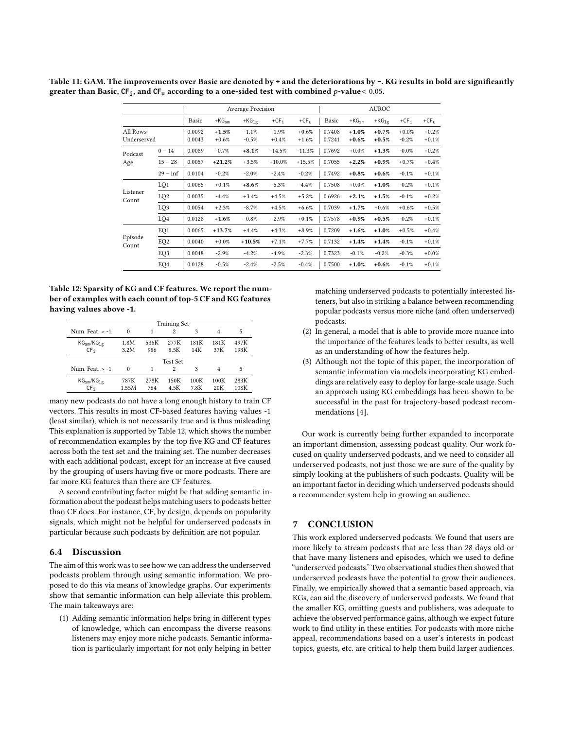**Table 11: GAM. The improvements over Basic are denoted by + and the deteriorations by −. KG results in bold are significantly greater than Basic, $\mathsf{CF_i}$, and $\mathsf{CF_u}$ according to a one-sided test with combined $p$-value $< 0.05$.**

| | | Average Precision | | | | | AUROC | | | | |
|---|---|---|---|---|---|---|---|---|---|---|---|
| | | Basic | +$\mathsf{KG_{sm}}$ | +$\mathsf{KG_{1g}}$ | +$\mathsf{CF_i}$ | +$\mathsf{CF_u}$ | Basic | +$\mathsf{KG_{sm}}$ | +$\mathsf{KG_{1g}}$ | +$\mathsf{CF_i}$ | +$\mathsf{CF_u}$ |
| All Rows | | 0.0092 | **+1.5%** | -1.1% | -1.9% | +0.6% | 0.7408 | **+1.0%** | **+0.7%** | +0.0% | +0.2% |
| Underserved | | 0.0043 | +0.6% | -0.5% | +0.4% | +1.6% | 0.7241 | **+0.6%** | **+0.5%** | -0.2% | +0.1% |
| Podcast Age | 0 − 14 | 0.0089 | -0.7% | **+8.1%** | -14.5% | -11.3% | 0.7692 | +0.0% | **+1.3%** | -0.0% | +0.2% |
| | 15 − 28 | 0.0057 | **+21.2%** | +3.5% | +10.0% | +15.5% | 0.7055 | **+2.2%** | **+0.9%** | +0.7% | +0.4% |
| | 29 − inf | 0.0104 | -0.2% | -2.0% | -2.4% | -0.2% | 0.7492 | **+0.8%** | **+0.6%** | -0.1% | +0.1% |
| Listener Count | LQ1 | 0.0065 | +0.1% | **+8.6%** | -5.3% | -4.4% | 0.7508 | +0.0% | **+1.0%** | -0.2% | +0.1% |
| | LQ2 | 0.0035 | -4.4% | +3.4% | +4.5% | +5.2% | 0.6926 | **+2.1%** | **+1.5%** | -0.1% | +0.2% |
| | LQ3 | 0.0054 | +2.3% | -8.7% | +4.5% | +6.6% | 0.7039 | **+1.7%** | +0.6% | +0.6% | +0.5% |
| | LQ4 | 0.0128 | **+1.6%** | -0.8% | -2.9% | +0.1% | 0.7578 | **+0.9%** | **+0.5%** | -0.2% | +0.1% |
| Episode Count | EQ1 | 0.0065 | **+13.7%** | +4.4% | +4.3% | +8.9% | 0.7209 | **+1.6%** | **+1.0%** | +0.5% | +0.4% |
| | EQ2 | 0.0040 | +0.0% | **+10.5%** | +7.1% | +7.7% | 0.7132 | **+1.4%** | **+1.4%** | -0.1% | +0.1% |
| | EQ3 | 0.0048 | -2.9% | -4.2% | -4.9% | -2.3% | 0.7323 | -0.1% | -0.2% | -0.3% | +0.0% |
| | EQ4 | 0.0128 | -0.5% | -2.4% | -2.5% | -0.4% | 0.7500 | **+1.0%** | **+0.6%** | -0.1% | +0.1% |

**Table 12: Sparsity of KG and CF features. We report the number of examples with each count of top-5 CF and KG features having values above -1.**

| | Training Set | | | | | |
|---|---|---|---|---|---|---|
| Num. Feat. > -1 | 0 | 1 | 2 | 3 | 4 | 5 |
| $\mathsf{KG_{sm}}$/$\mathsf{KG_{1g}}$ | 1.8M | 536K | 277K | 181K | 181K | 497K |
| $\mathsf{CF_i}$ | 3.2M | 986 | 8.5K | 14K | 37K | 193K |
| | **Test Set** | | | | | |
| Num. Feat. > -1 | 0 | 1 | 2 | 3 | 4 | 5 |
| $\mathsf{KG_{sm}}$/$\mathsf{KG_{1g}}$ | 787K | 278K | 150K | 100K | 100K | 283K |
| $\mathsf{CF_i}$ | 1.55M | 764 | 4.5K | 7.8K | 20K | 108K |

many new podcasts do not have a long enough history to train CF vectors. This results in most CF-based features having values -1 (least similar), which is not necessarily true and is thus misleading. This explanation is supported by Table 12, which shows the number of recommendation examples by the top five KG and CF features across both the test set and the training set. The number decreases with each additional podcast, except for an increase at five caused by the grouping of users having five or more podcasts. There are far more KG features than there are CF features.

A second contributing factor might be that adding semantic information about the podcast helps matching users to podcasts better than CF does. For instance, CF, by design, depends on popularity signals, which might not be helpful for underserved podcasts in particular because such podcasts by definition are not popular.

## 6.4 Discussion

The aim of this work was to see how we can address the underserved podcasts problem through using semantic information. We proposed to do this via means of knowledge graphs. Our experiments show that semantic information can help alleviate this problem. The main takeaways are:

(1) Adding semantic information helps bring in different types of knowledge, which can encompass the diverse reasons listeners may enjoy more niche podcasts. Semantic information is particularly important for not only helping in better matching underserved podcasts to potentially interested listeners, but also in striking a balance between recommending popular podcasts versus more niche (and often underserved) podcasts.

(2) In general, a model that is able to provide more nuance into the importance of the features leads to better results, as well as an understanding of how the features help.

(3) Although not the topic of this paper, the incorporation of semantic information via models incorporating KG embeddings are relatively easy to deploy for large-scale usage. Such an approach using KG embeddings has been shown to be successful in the past for trajectory-based podcast recommendations [4].

Our work is currently being further expanded to incorporate an important dimension, assessing podcast quality. Our work focused on quality underserved podcasts, and we need to consider all underserved podcasts, not just those we are sure of the quality by simply looking at the publishers of such podcasts. Quality will be an important factor in deciding which underserved podcasts should a recommender system help in growing an audience.

## 7 CONCLUSION

This work explored underserved podcasts. We found that users are more likely to stream podcasts that are less than 28 days old or that have many listeners and episodes, which we used to define "underserved podcasts." Two observational studies then showed that underserved podcasts have the potential to grow their audiences. Finally, we empirically showed that a semantic based approach, via KGs, can aid the discovery of underserved podcasts. We found that the smaller KG, omitting guests and publishers, was adequate to achieve the observed performance gains, although we expect future work to find utility in these entities. For podcasts with more niche appeal, recommendations based on a user's interests in podcast topics, guests, etc. are critical to help them build larger audiences.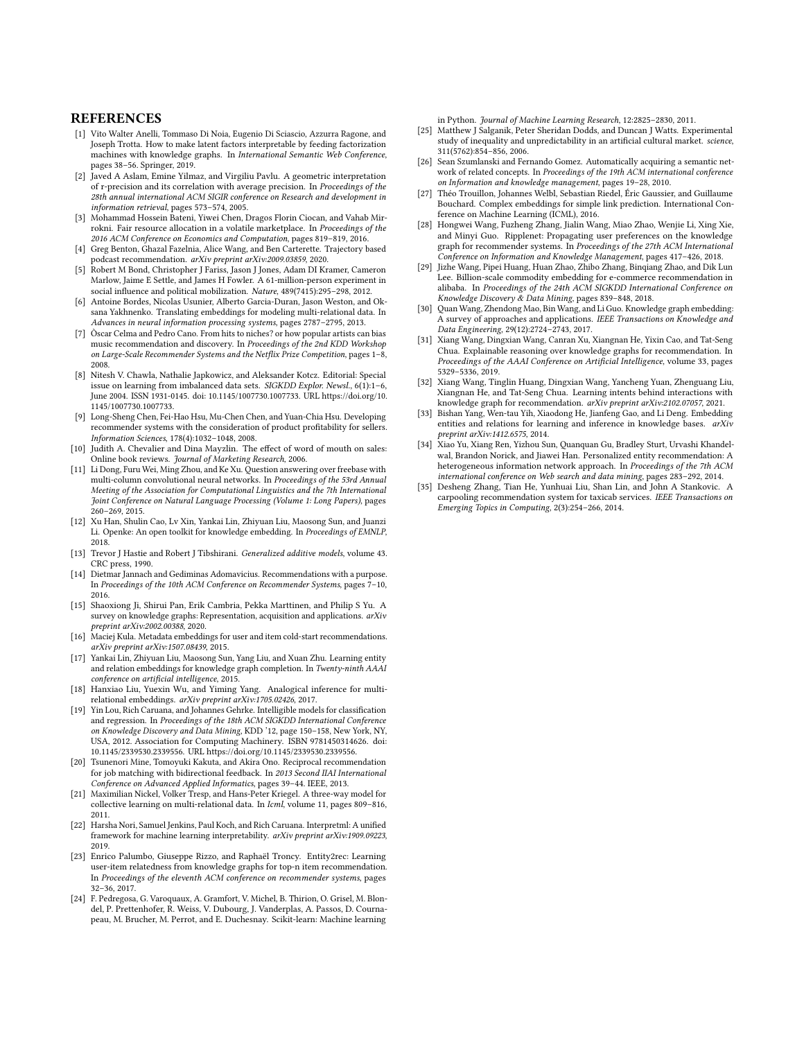## REFERENCES

[1] Vito Walter Anelli, Tommaso Di Noia, Eugenio Di Sciascio, Azzurra Ragone, and Joseph Trotta. How to make latent factors interpretable by feeding factorization machines with knowledge graphs. In *International Semantic Web Conference*, pages 38–56. Springer, 2019.

[2] Javed A Aslam, Emine Yilmaz, and Virgiliu Pavlu. A geometric interpretation of r-precision and its correlation with average precision. In *Proceedings of the 28th annual international ACM SIGIR conference on Research and development in information retrieval*, pages 573–574, 2005.

[3] Mohammad Hossein Bateni, Yiwei Chen, Dragos Florin Ciocan, and Vahab Mirrokni. Fair resource allocation in a volatile marketplace. In *Proceedings of the 2016 ACM Conference on Economics and Computation*, pages 819–819, 2016.

[4] Greg Benton, Ghazal Fazelnia, Alice Wang, and Ben Carterette. Trajectory based podcast recommendation. *arXiv preprint arXiv:2009.03859*, 2020.

[5] Robert M Bond, Christopher J Fariss, Jason J Jones, Adam DI Kramer, Cameron Marlow, Jaime E Settle, and James H Fowler. A 61-million-person experiment in social influence and political mobilization. *Nature*, 489(7415):295–298, 2012.

[6] Antoine Bordes, Nicolas Usunier, Alberto Garcia-Duran, Jason Weston, and Oksana Yakhnenko. Translating embeddings for modeling multi-relational data. In *Advances in neural information processing systems*, pages 2787–2795, 2013.

[7] Òscar Celma and Pedro Cano. From hits to niches? or how popular artists can bias music recommendation and discovery. In *Proceedings of the 2nd KDD Workshop on Large-Scale Recommender Systems and the Netflix Prize Competition*, pages 1–8, 2008.

[8] Nitesh V. Chawla, Nathalie Japkowicz, and Aleksander Kotcz. Editorial: Special issue on learning from imbalanced data sets. *SIGKDD Explor. Newsl.*, 6(1):1–6, June 2004. ISSN 1931-0145. doi: 10.1145/1007730.1007733. URL https://doi.org/10.1145/1007730.1007733.

[9] Long-Sheng Chen, Fei-Hsu Hsu, Mu-Chen Chen, and Yuan-Chia Hsu. Developing recommender systems with the consideration of product profitability for sellers. *Information Sciences*, 178(4):1032–1048, 2008.

[10] Judith A. Chevalier and Dina Mayzlin. The effect of word of mouth on sales: Online book reviews. *Journal of Marketing Research*, 2006.

[11] Li Dong, Furu Wei, Ming Zhou, and Ke Xu. Question answering over freebase with multi-column convolutional neural networks. In *Proceedings of the 53rd Annual Meeting of the Association for Computational Linguistics and the 7th International Joint Conference on Natural Language Processing (Volume 1: Long Papers)*, pages 260–269, 2015.

[12] Xu Han, Shulin Cao, Lv Xin, Yankai Lin, Zhiyuan Liu, Maosong Sun, and Juanzi Li. Openke: An open toolkit for knowledge embedding. In *Proceedings of EMNLP*, 2018.

[13] Trevor J Hastie and Robert J Tibshirani. *Generalized additive models*, volume 43. CRC press, 1990.

[14] Dietmar Jannach and Gediminas Adomavicius. Recommendations with a purpose. In *Proceedings of the 10th ACM Conference on Recommender Systems*, pages 7–10, 2016.

[15] Shaoxiong Ji, Shirui Pan, Erik Cambria, Pekka Marttinen, and Philip S Yu. A survey on knowledge graphs: Representation, acquisition and applications. *arXiv preprint arXiv:2002.00388*, 2020.

[16] Maciej Kula. Metadata embeddings for user and item cold-start recommendations. *arXiv preprint arXiv:1507.08439*, 2015.

[17] Yankai Lin, Zhiyuan Liu, Maosong Sun, Yang Liu, and Xuan Zhu. Learning entity and relation embeddings for knowledge graph completion. In *Twenty-ninth AAAI conference on artificial intelligence*, 2015.

[18] Hanxiao Liu, Yuexin Wu, and Yiming Yang. Analogical inference for multi-relational embeddings. *arXiv preprint arXiv:1705.02426*, 2017.

[19] Yin Lou, Rich Caruana, and Johannes Gehrke. Intelligible models for classification and regression. In *Proceedings of the 18th ACM SIGKDD International Conference on Knowledge Discovery and Data Mining*, KDD '12, page 150–158, New York, NY, USA, 2012. Association for Computing Machinery. ISBN 9781450314626. doi: 10.1145/2339530.2339556. URL https://doi.org/10.1145/2339530.2339556.

[20] Tsunenori Mine, Tomoyuki Kakuta, and Akira Ono. Reciprocal recommendation for job matching with bidirectional feedback. In *2013 Second IIAI International Conference on Advanced Applied Informatics*, pages 39–44. IEEE, 2013.

[21] Maximilian Nickel, Volker Tresp, and Hans-Peter Kriegel. A three-way model for collective learning on multi-relational data. In *Icml*, volume 11, pages 809–816, 2011.

[22] Harsha Nori, Samuel Jenkins, Paul Koch, and Rich Caruana. Interpretml: A unified framework for machine learning interpretability. *arXiv preprint arXiv:1909.09223*, 2019.

[23] Enrico Palumbo, Giuseppe Rizzo, and Raphaël Troncy. Entity2rec: Learning user-item relatedness from knowledge graphs for top-n item recommendation. In *Proceedings of the eleventh ACM conference on recommender systems*, pages 32–36, 2017.

[24] F. Pedregosa, G. Varoquaux, A. Gramfort, V. Michel, B. Thirion, O. Grisel, M. Blondel, P. Prettenhofer, R. Weiss, V. Dubourg, J. Vanderplas, A. Passos, D. Cournapeau, M. Brucher, M. Perrot, and E. Duchesnay. Scikit-learn: Machine learning in Python. *Journal of Machine Learning Research*, 12:2825–2830, 2011.

[25] Matthew J Salganik, Peter Sheridan Dodds, and Duncan J Watts. Experimental study of inequality and unpredictability in an artificial cultural market. *science*, 311(5762):854–856, 2006.

[26] Sean Szumlanski and Fernando Gomez. Automatically acquiring a semantic network of related concepts. In *Proceedings of the 19th ACM international conference on Information and knowledge management*, pages 19–28, 2010.

[27] Théo Trouillon, Johannes Welbl, Sebastian Riedel, Éric Gaussier, and Guillaume Bouchard. Complex embeddings for simple link prediction. International Conference on Machine Learning (ICML), 2016.

[28] Hongwei Wang, Fuzheng Zhang, Jialin Wang, Miao Zhao, Wenjie Li, Xing Xie, and Minyi Guo. Ripplenet: Propagating user preferences on the knowledge graph for recommender systems. In *Proceedings of the 27th ACM International Conference on Information and Knowledge Management*, pages 417–426, 2018.

[29] Jizhe Wang, Pipei Huang, Huan Zhao, Zhibo Zhang, Binqiang Zhao, and Dik Lun Lee. Billion-scale commodity embedding for e-commerce recommendation in alibaba. In *Proceedings of the 24th ACM SIGKDD International Conference on Knowledge Discovery & Data Mining*, pages 839–848, 2018.

[30] Quan Wang, Zhendong Mao, Bin Wang, and Li Guo. Knowledge graph embedding: A survey of approaches and applications. *IEEE Transactions on Knowledge and Data Engineering*, 29(12):2724–2743, 2017.

[31] Xiang Wang, Dingxian Wang, Canran Xu, Xiangnan He, Yixin Cao, and Tat-Seng Chua. Explainable reasoning over knowledge graphs for recommendation. In *Proceedings of the AAAI Conference on Artificial Intelligence*, volume 33, pages 5329–5336, 2019.

[32] Xiang Wang, Tinglin Huang, Dingxian Wang, Yancheng Yuan, Zhenguang Liu, Xiangnan He, and Tat-Seng Chua. Learning intents behind interactions with knowledge graph for recommendation. *arXiv preprint arXiv:2102.07057*, 2021.

[33] Bishan Yang, Wen-tau Yih, Xiaodong He, Jianfeng Gao, and Li Deng. Embedding entities and relations for learning and inference in knowledge bases. *arXiv preprint arXiv:1412.6575*, 2014.

[34] Xiao Yu, Xiang Ren, Yizhou Sun, Quanquan Gu, Bradley Sturt, Urvashi Khandelwal, Brandon Norick, and Jiawei Han. Personalized entity recommendation: A heterogeneous information network approach. In *Proceedings of the 7th ACM international conference on Web search and data mining*, pages 283–292, 2014.

[35] Desheng Zhang, Tian He, Yunhuai Liu, Shan Lin, and John A Stankovic. A carpooling recommendation system for taxicab services. *IEEE Transactions on Emerging Topics in Computing*, 2(3):254–266, 2014.